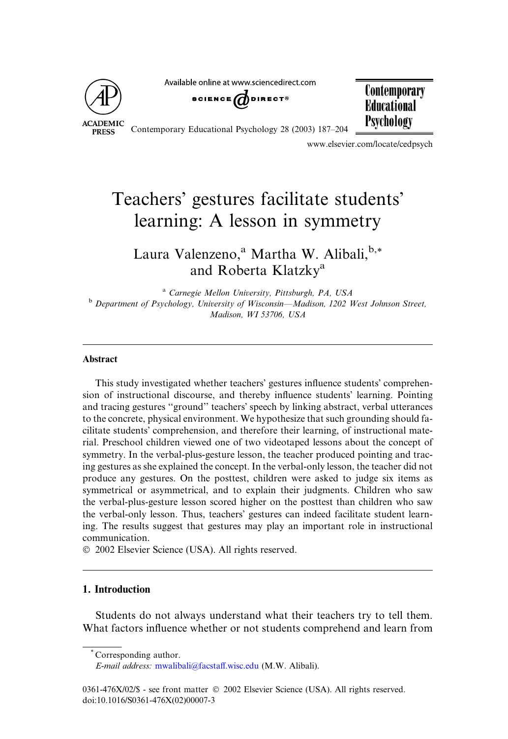# Teachers' gestures facilitate students' learning: A lesson in symmetry

Laura Valenzeno,[a] Martha W. Alibali,[b,*] and Roberta Klatzky[a]

[a] *Carnegie Mellon University, Pittsburgh, PA, USA*

[b] *Department of Psychology, University of Wisconsin—Madison, 1202 West Johnson Street, Madison, WI 53706, USA*

## Abstract

This study investigated whether teachers' gestures influence students' comprehension of instructional discourse, and thereby influence students' learning. Pointing and tracing gestures "ground" teachers' speech by linking abstract, verbal utterances to the concrete, physical environment. We hypothesize that such grounding should facilitate students' comprehension, and therefore their learning, of instructional material. Preschool children viewed one of two videotaped lessons about the concept of symmetry. In the verbal-plus-gesture lesson, the teacher produced pointing and tracing gestures as she explained the concept. In the verbal-only lesson, the teacher did not produce any gestures. On the posttest, children were asked to judge six items as symmetrical or asymmetrical, and to explain their judgments. Children who saw the verbal-plus-gesture lesson scored higher on the posttest than children who saw the verbal-only lesson. Thus, teachers' gestures can indeed facilitate student learning. The results suggest that gestures may play an important role in instructional communication.

© 2002 Elsevier Science (USA). All rights reserved.

## 1. Introduction

Students do not always understand what their teachers try to tell them. What factors influence whether or not students comprehend and learn from

---

\* Corresponding author.
*E-mail address:* mwalibali@facstaff.wisc.edu (M.W. Alibali).

0361-476X/02/$ - see front matter © 2002 Elsevier Science (USA). All rights reserved.
doi:10.1016/S0361-476X(02)00007-3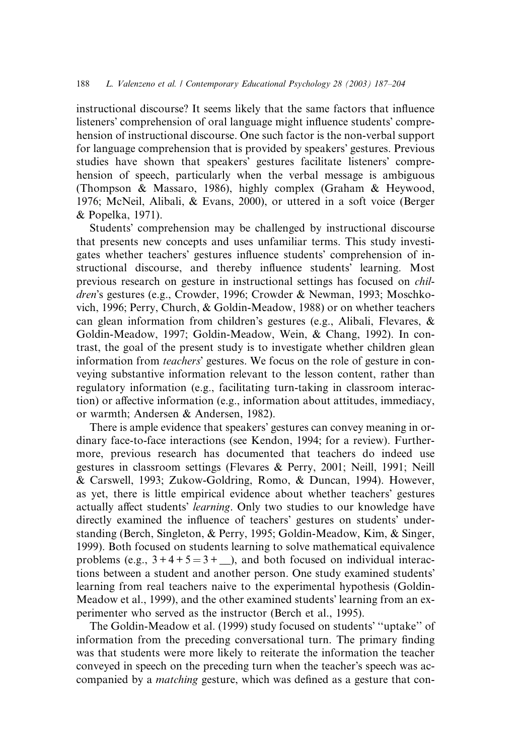instructional discourse? It seems likely that the same factors that influence listeners' comprehension of oral language might influence students' comprehension of instructional discourse. One such factor is the non-verbal support for language comprehension that is provided by speakers' gestures. Previous studies have shown that speakers' gestures facilitate listeners' comprehension of speech, particularly when the verbal message is ambiguous (Thompson & Massaro, 1986), highly complex (Graham & Heywood, 1976; McNeil, Alibali, & Evans, 2000), or uttered in a soft voice (Berger & Popelka, 1971).

Students' comprehension may be challenged by instructional discourse that presents new concepts and uses unfamiliar terms. This study investigates whether teachers' gestures influence students' comprehension of instructional discourse, and thereby influence students' learning. Most previous research on gesture in instructional settings has focused on *children*'s gestures (e.g., Crowder, 1996; Crowder & Newman, 1993; Moschkovich, 1996; Perry, Church, & Goldin-Meadow, 1988) or on whether teachers can glean information from children's gestures (e.g., Alibali, Flevares, & Goldin-Meadow, 1997; Goldin-Meadow, Wein, & Chang, 1992). In contrast, the goal of the present study is to investigate whether children glean information from *teachers*' gestures. We focus on the role of gesture in conveying substantive information relevant to the lesson content, rather than regulatory information (e.g., facilitating turn-taking in classroom interaction) or affective information (e.g., information about attitudes, immediacy, or warmth; Andersen & Andersen, 1982).

There is ample evidence that speakers' gestures can convey meaning in ordinary face-to-face interactions (see Kendon, 1994; for a review). Furthermore, previous research has documented that teachers do indeed use gestures in classroom settings (Flevares & Perry, 2001; Neill, 1991; Neill & Carswell, 1993; Zukow-Goldring, Romo, & Duncan, 1994). However, as yet, there is little empirical evidence about whether teachers' gestures actually affect students' *learning*. Only two studies to our knowledge have directly examined the influence of teachers' gestures on students' understanding (Berch, Singleton, & Perry, 1995; Goldin-Meadow, Kim, & Singer, 1999). Both focused on students learning to solve mathematical equivalence problems (e.g., $3 + 4 + 5 = 3 + \_\_$), and both focused on individual interactions between a student and another person. One study examined students' learning from real teachers naive to the experimental hypothesis (Goldin-Meadow et al., 1999), and the other examined students' learning from an experimenter who served as the instructor (Berch et al., 1995).

The Goldin-Meadow et al. (1999) study focused on students' "uptake" of information from the preceding conversational turn. The primary finding was that students were more likely to reiterate the information the teacher conveyed in speech on the preceding turn when the teacher's speech was accompanied by a *matching* gesture, which was defined as a gesture that con-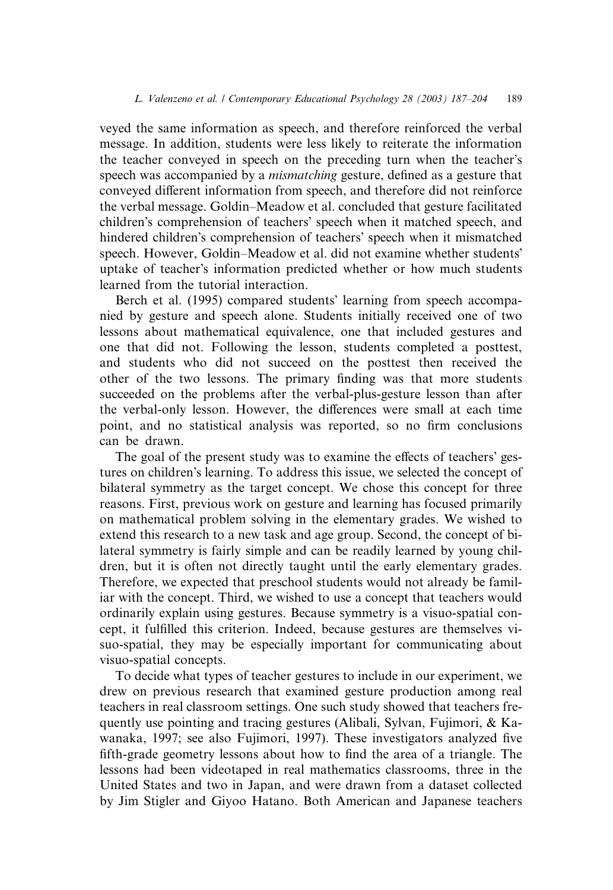veyed the same information as speech, and therefore reinforced the verbal message. In addition, students were less likely to reiterate the information the teacher conveyed in speech on the preceding turn when the teacher's speech was accompanied by a *mismatching* gesture, defined as a gesture that conveyed different information from speech, and therefore did not reinforce the verbal message. Goldin–Meadow et al. concluded that gesture facilitated children's comprehension of teachers' speech when it matched speech, and hindered children's comprehension of teachers' speech when it mismatched speech. However, Goldin–Meadow et al. did not examine whether students' uptake of teacher's information predicted whether or how much students learned from the tutorial interaction.

Berch et al. (1995) compared students' learning from speech accompanied by gesture and speech alone. Students initially received one of two lessons about mathematical equivalence, one that included gestures and one that did not. Following the lesson, students completed a posttest, and students who did not succeed on the posttest then received the other of the two lessons. The primary finding was that more students succeeded on the problems after the verbal-plus-gesture lesson than after the verbal-only lesson. However, the differences were small at each time point, and no statistical analysis was reported, so no firm conclusions can be drawn.

The goal of the present study was to examine the effects of teachers' gestures on children's learning. To address this issue, we selected the concept of bilateral symmetry as the target concept. We chose this concept for three reasons. First, previous work on gesture and learning has focused primarily on mathematical problem solving in the elementary grades. We wished to extend this research to a new task and age group. Second, the concept of bilateral symmetry is fairly simple and can be readily learned by young children, but it is often not directly taught until the early elementary grades. Therefore, we expected that preschool students would not already be familiar with the concept. Third, we wished to use a concept that teachers would ordinarily explain using gestures. Because symmetry is a visuo-spatial concept, it fulfilled this criterion. Indeed, because gestures are themselves visuo-spatial, they may be especially important for communicating about visuo-spatial concepts.

To decide what types of teacher gestures to include in our experiment, we drew on previous research that examined gesture production among real teachers in real classroom settings. One such study showed that teachers frequently use pointing and tracing gestures (Alibali, Sylvan, Fujimori, & Kawanaka, 1997; see also Fujimori, 1997). These investigators analyzed five fifth-grade geometry lessons about how to find the area of a triangle. The lessons had been videotaped in real mathematics classrooms, three in the United States and two in Japan, and were drawn from a dataset collected by Jim Stigler and Giyoo Hatano. Both American and Japanese teachers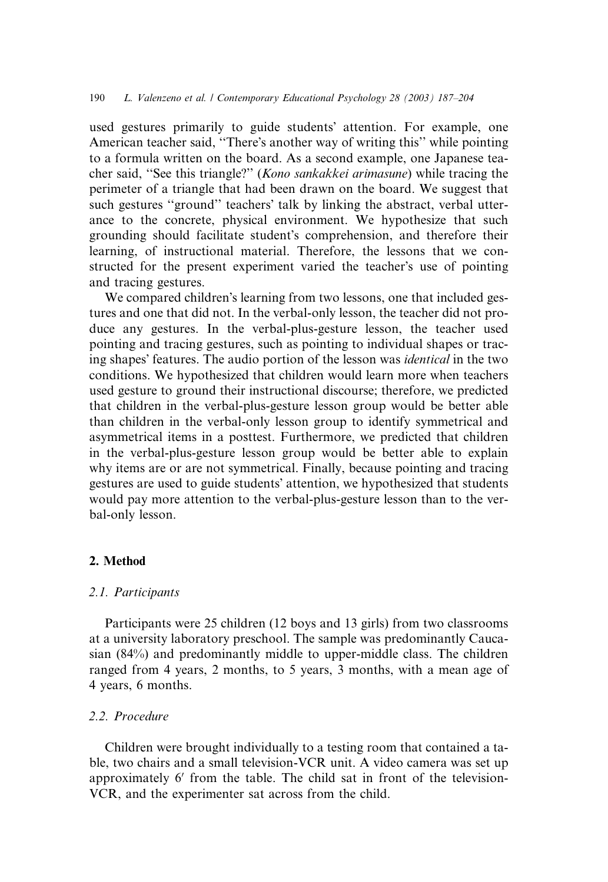used gestures primarily to guide students' attention. For example, one American teacher said, "There's another way of writing this" while pointing to a formula written on the board. As a second example, one Japanese teacher said, "See this triangle?" (*Kono sankakkei arimasune*) while tracing the perimeter of a triangle that had been drawn on the board. We suggest that such gestures "ground" teachers' talk by linking the abstract, verbal utterance to the concrete, physical environment. We hypothesize that such grounding should facilitate student's comprehension, and therefore their learning, of instructional material. Therefore, the lessons that we constructed for the present experiment varied the teacher's use of pointing and tracing gestures.

We compared children's learning from two lessons, one that included gestures and one that did not. In the verbal-only lesson, the teacher did not produce any gestures. In the verbal-plus-gesture lesson, the teacher used pointing and tracing gestures, such as pointing to individual shapes or tracing shapes' features. The audio portion of the lesson was *identical* in the two conditions. We hypothesized that children would learn more when teachers used gesture to ground their instructional discourse; therefore, we predicted that children in the verbal-plus-gesture lesson group would be better able than children in the verbal-only lesson group to identify symmetrical and asymmetrical items in a posttest. Furthermore, we predicted that children in the verbal-plus-gesture lesson group would be better able to explain why items are or are not symmetrical. Finally, because pointing and tracing gestures are used to guide students' attention, we hypothesized that students would pay more attention to the verbal-plus-gesture lesson than to the verbal-only lesson.

## 2. Method

### 2.1. Participants

Participants were 25 children (12 boys and 13 girls) from two classrooms at a university laboratory preschool. The sample was predominantly Caucasian (84%) and predominantly middle to upper-middle class. The children ranged from 4 years, 2 months, to 5 years, 3 months, with a mean age of 4 years, 6 months.

### 2.2. Procedure

Children were brought individually to a testing room that contained a table, two chairs and a small television-VCR unit. A video camera was set up approximately 6′ from the table. The child sat in front of the television-VCR, and the experimenter sat across from the child.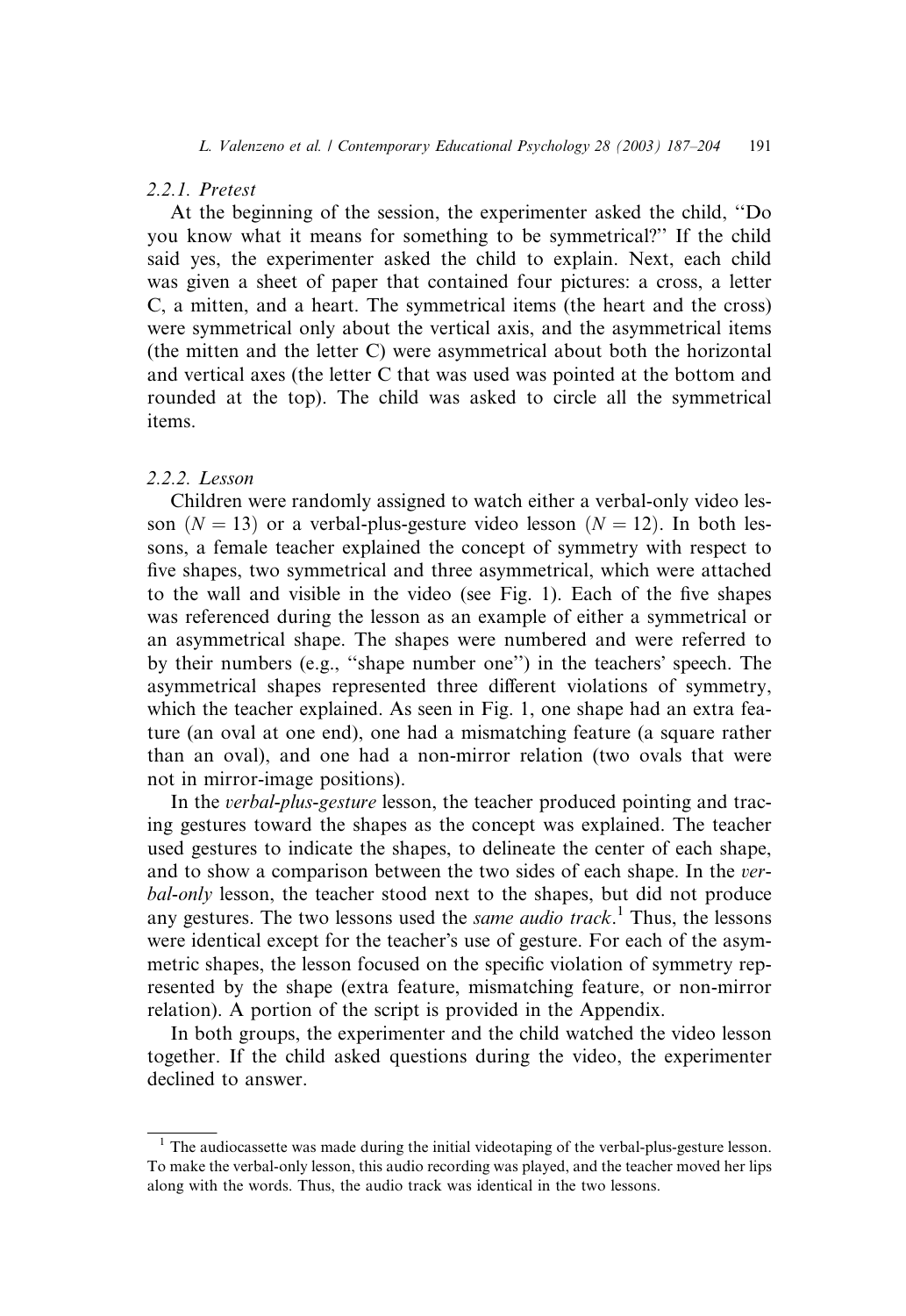#### 2.2.1. Pretest

At the beginning of the session, the experimenter asked the child, "Do you know what it means for something to be symmetrical?" If the child said yes, the experimenter asked the child to explain. Next, each child was given a sheet of paper that contained four pictures: a cross, a letter C, a mitten, and a heart. The symmetrical items (the heart and the cross) were symmetrical only about the vertical axis, and the asymmetrical items (the mitten and the letter C) were asymmetrical about both the horizontal and vertical axes (the letter C that was used was pointed at the bottom and rounded at the top). The child was asked to circle all the symmetrical items.

#### 2.2.2. Lesson

Children were randomly assigned to watch either a verbal-only video lesson ($N = 13$) or a verbal-plus-gesture video lesson ($N = 12$). In both lessons, a female teacher explained the concept of symmetry with respect to five shapes, two symmetrical and three asymmetrical, which were attached to the wall and visible in the video (see Fig. 1). Each of the five shapes was referenced during the lesson as an example of either a symmetrical or an asymmetrical shape. The shapes were numbered and were referred to by their numbers (e.g., "shape number one") in the teachers' speech. The asymmetrical shapes represented three different violations of symmetry, which the teacher explained. As seen in Fig. 1, one shape had an extra feature (an oval at one end), one had a mismatching feature (a square rather than an oval), and one had a non-mirror relation (two ovals that were not in mirror-image positions).

In the *verbal-plus-gesture* lesson, the teacher produced pointing and tracing gestures toward the shapes as the concept was explained. The teacher used gestures to indicate the shapes, to delineate the center of each shape, and to show a comparison between the two sides of each shape. In the *verbal-only* lesson, the teacher stood next to the shapes, but did not produce any gestures. The two lessons used the *same audio track*.[1] Thus, the lessons were identical except for the teacher's use of gesture. For each of the asymmetric shapes, the lesson focused on the specific violation of symmetry represented by the shape (extra feature, mismatching feature, or non-mirror relation). A portion of the script is provided in the Appendix.

In both groups, the experimenter and the child watched the video lesson together. If the child asked questions during the video, the experimenter declined to answer.

---

[1] The audiocassette was made during the initial videotaping of the verbal-plus-gesture lesson. To make the verbal-only lesson, this audio recording was played, and the teacher moved her lips along with the words. Thus, the audio track was identical in the two lessons.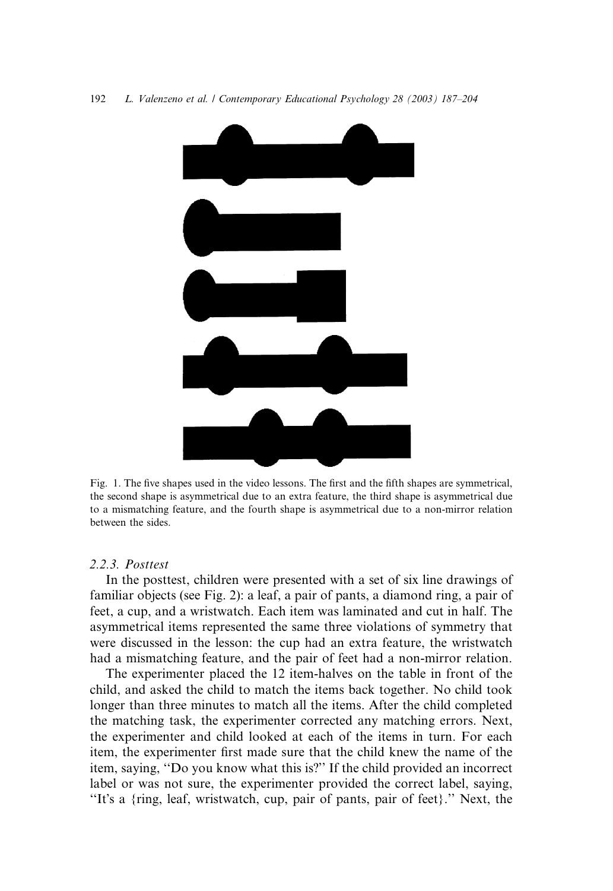Fig. 1. The five shapes used in the video lessons. The first and the fifth shapes are symmetrical, the second shape is asymmetrical due to an extra feature, the third shape is asymmetrical due to a mismatching feature, and the fourth shape is asymmetrical due to a non-mirror relation between the sides.

### 2.2.3. Posttest

In the posttest, children were presented with a set of six line drawings of familiar objects (see Fig. 2): a leaf, a pair of pants, a diamond ring, a pair of feet, a cup, and a wristwatch. Each item was laminated and cut in half. The asymmetrical items represented the same three violations of symmetry that were discussed in the lesson: the cup had an extra feature, the wristwatch had a mismatching feature, and the pair of feet had a non-mirror relation.

The experimenter placed the 12 item-halves on the table in front of the child, and asked the child to match the items back together. No child took longer than three minutes to match all the items. After the child completed the matching task, the experimenter corrected any matching errors. Next, the experimenter and child looked at each of the items in turn. For each item, the experimenter first made sure that the child knew the name of the item, saying, "Do you know what this is?" If the child provided an incorrect label or was not sure, the experimenter provided the correct label, saying, "It's a {ring, leaf, wristwatch, cup, pair of pants, pair of feet}." Next, the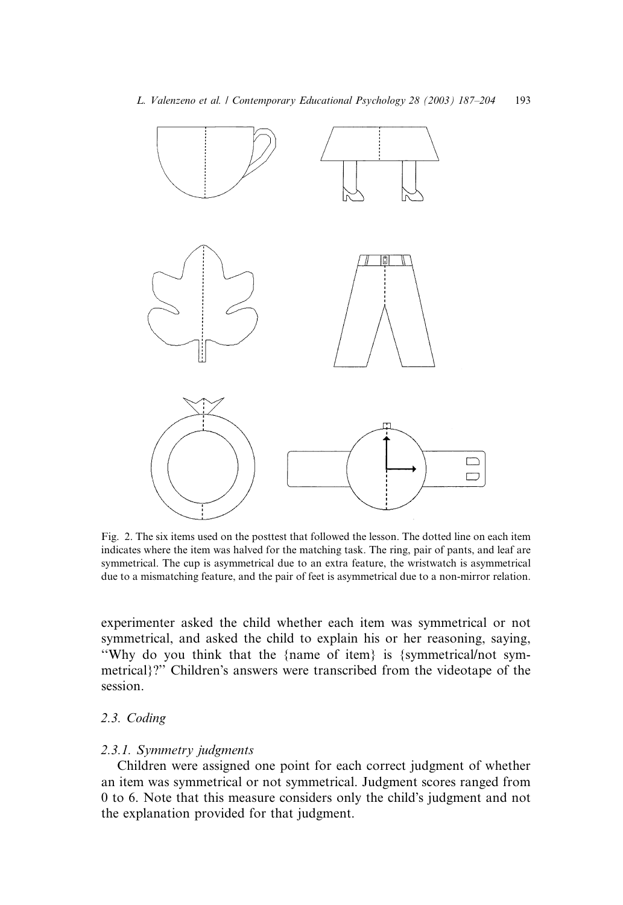Fig. 2. The six items used on the posttest that followed the lesson. The dotted line on each item indicates where the item was halved for the matching task. The ring, pair of pants, and leaf are symmetrical. The cup is asymmetrical due to an extra feature, the wristwatch is asymmetrical due to a mismatching feature, and the pair of feet is asymmetrical due to a non-mirror relation.

experimenter asked the child whether each item was symmetrical or not symmetrical, and asked the child to explain his or her reasoning, saying, "Why do you think that the {name of item} is {symmetrical/not symmetrical}?" Children's answers were transcribed from the videotape of the session.

### 2.3. Coding

#### 2.3.1. Symmetry judgments

Children were assigned one point for each correct judgment of whether an item was symmetrical or not symmetrical. Judgment scores ranged from 0 to 6. Note that this measure considers only the child's judgment and not the explanation provided for that judgment.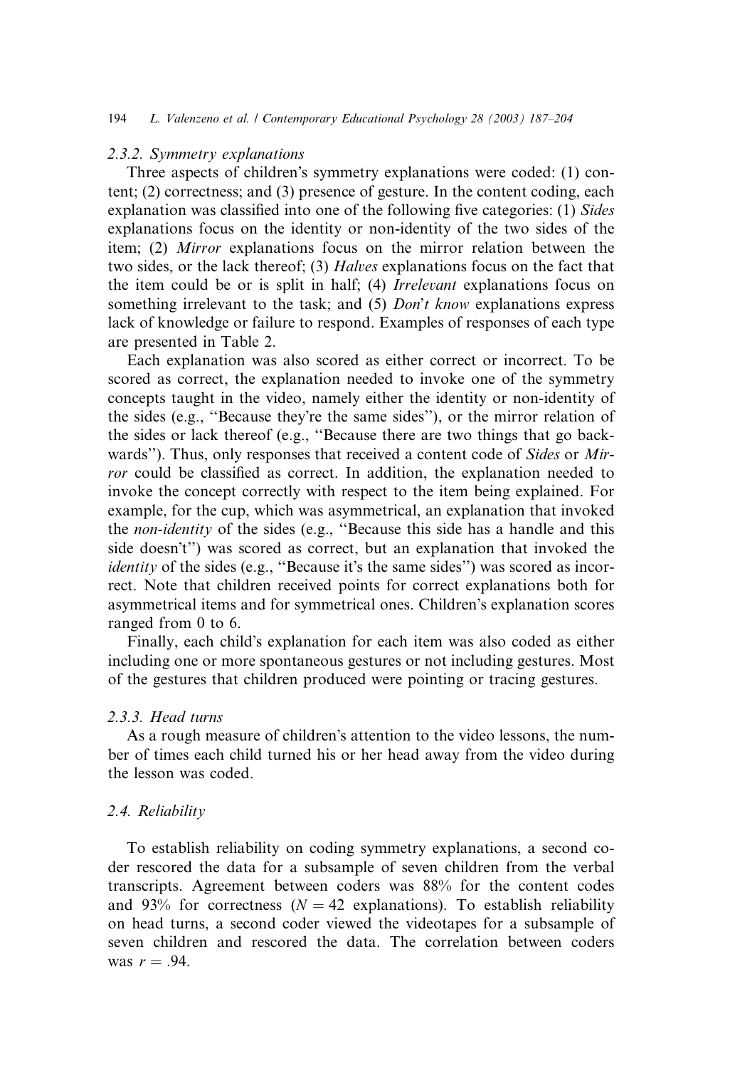### 2.3.2. Symmetry explanations

Three aspects of children's symmetry explanations were coded: (1) content; (2) correctness; and (3) presence of gesture. In the content coding, each explanation was classified into one of the following five categories: (1) *Sides* explanations focus on the identity or non-identity of the two sides of the item; (2) *Mirror* explanations focus on the mirror relation between the two sides, or the lack thereof; (3) *Halves* explanations focus on the fact that the item could be or is split in half; (4) *Irrelevant* explanations focus on something irrelevant to the task; and (5) *Don't know* explanations express lack of knowledge or failure to respond. Examples of responses of each type are presented in Table 2.

Each explanation was also scored as either correct or incorrect. To be scored as correct, the explanation needed to invoke one of the symmetry concepts taught in the video, namely either the identity or non-identity of the sides (e.g., "Because they're the same sides"), or the mirror relation of the sides or lack thereof (e.g., "Because there are two things that go backwards"). Thus, only responses that received a content code of *Sides* or *Mirror* could be classified as correct. In addition, the explanation needed to invoke the concept correctly with respect to the item being explained. For example, for the cup, which was asymmetrical, an explanation that invoked the *non-identity* of the sides (e.g., "Because this side has a handle and this side doesn't") was scored as correct, but an explanation that invoked the *identity* of the sides (e.g., "Because it's the same sides") was scored as incorrect. Note that children received points for correct explanations both for asymmetrical items and for symmetrical ones. Children's explanation scores ranged from 0 to 6.

Finally, each child's explanation for each item was also coded as either including one or more spontaneous gestures or not including gestures. Most of the gestures that children produced were pointing or tracing gestures.

### 2.3.3. Head turns

As a rough measure of children's attention to the video lessons, the number of times each child turned his or her head away from the video during the lesson was coded.

## 2.4. Reliability

To establish reliability on coding symmetry explanations, a second coder rescored the data for a subsample of seven children from the verbal transcripts. Agreement between coders was 88% for the content codes and 93% for correctness ($N = 42$ explanations). To establish reliability on head turns, a second coder viewed the videotapes for a subsample of seven children and rescored the data. The correlation between coders was $r = .94$.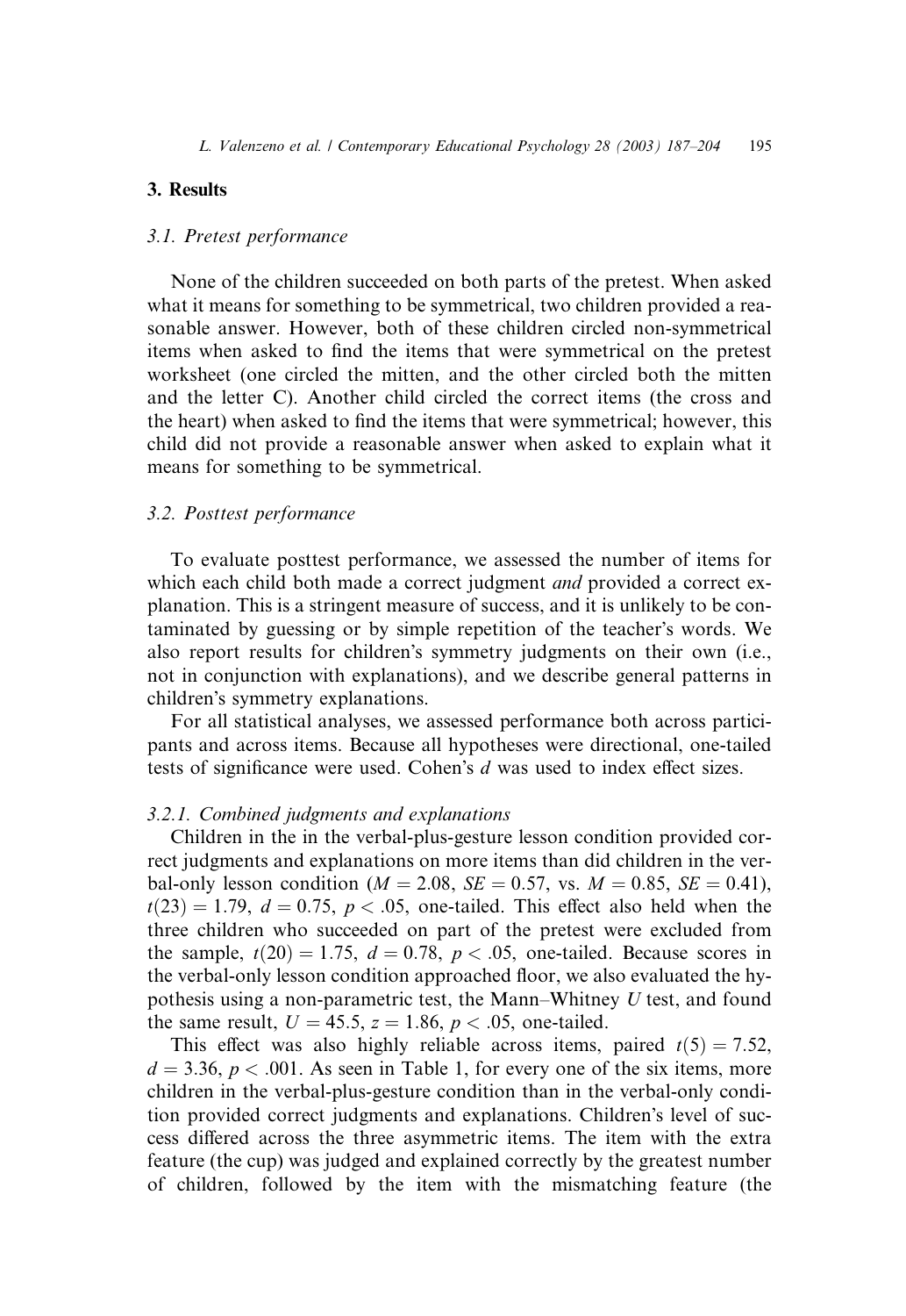## 3. Results

### 3.1. Pretest performance

None of the children succeeded on both parts of the pretest. When asked what it means for something to be symmetrical, two children provided a reasonable answer. However, both of these children circled non-symmetrical items when asked to find the items that were symmetrical on the pretest worksheet (one circled the mitten, and the other circled both the mitten and the letter C). Another child circled the correct items (the cross and the heart) when asked to find the items that were symmetrical; however, this child did not provide a reasonable answer when asked to explain what it means for something to be symmetrical.

### 3.2. Posttest performance

To evaluate posttest performance, we assessed the number of items for which each child both made a correct judgment *and* provided a correct explanation. This is a stringent measure of success, and it is unlikely to be contaminated by guessing or by simple repetition of the teacher's words. We also report results for children's symmetry judgments on their own (i.e., not in conjunction with explanations), and we describe general patterns in children's symmetry explanations.

For all statistical analyses, we assessed performance both across participants and across items. Because all hypotheses were directional, one-tailed tests of significance were used. Cohen's *d* was used to index effect sizes.

#### 3.2.1. Combined judgments and explanations

Children in the in the verbal-plus-gesture lesson condition provided correct judgments and explanations on more items than did children in the verbal-only lesson condition ($M = 2.08$, $SE = 0.57$, vs. $M = 0.85$, $SE = 0.41$), $t(23) = 1.79$, $d = 0.75$, $p < .05$, one-tailed. This effect also held when the three children who succeeded on part of the pretest were excluded from the sample, $t(20) = 1.75$, $d = 0.78$, $p < .05$, one-tailed. Because scores in the verbal-only lesson condition approached floor, we also evaluated the hypothesis using a non-parametric test, the Mann–Whitney *U* test, and found the same result, $U = 45.5$, $z = 1.86$, $p < .05$, one-tailed.

This effect was also highly reliable across items, paired $t(5) = 7.52$, $d = 3.36$, $p < .001$. As seen in Table 1, for every one of the six items, more children in the verbal-plus-gesture condition than in the verbal-only condition provided correct judgments and explanations. Children's level of success differed across the three asymmetric items. The item with the extra feature (the cup) was judged and explained correctly by the greatest number of children, followed by the item with the mismatching feature (the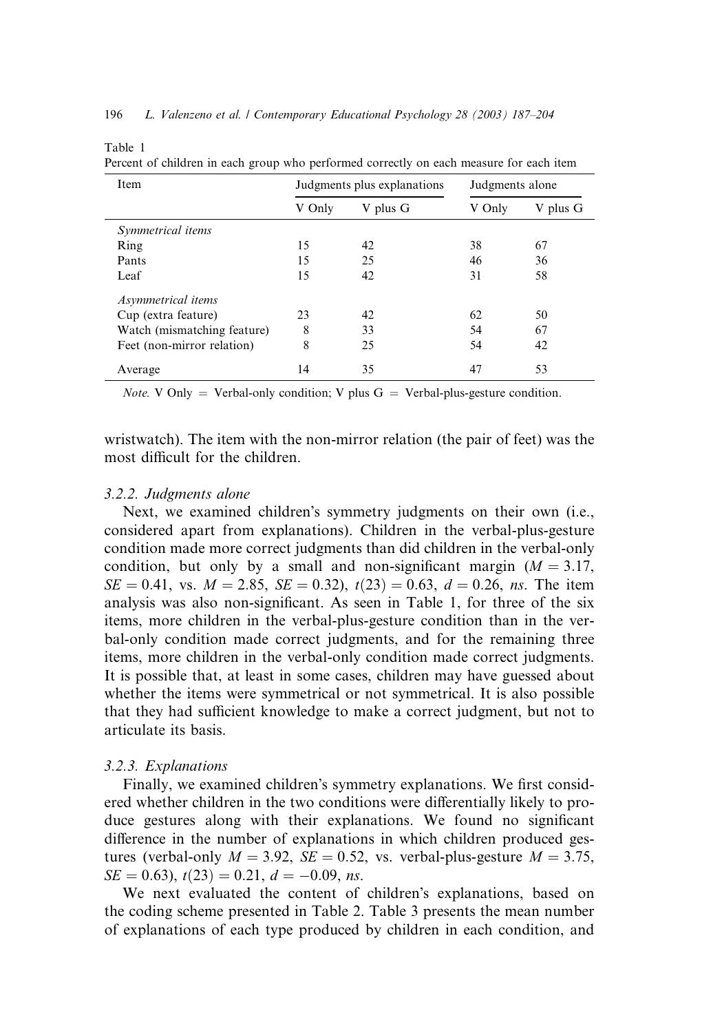Table 1

Percent of children in each group who performed correctly on each measure for each item

| Item | Judgments plus explanations | | Judgments alone | |
|---|---|---|---|---|
| | V Only | V plus G | V Only | V plus G |
| *Symmetrical items* | | | | |
| Ring | 15 | 42 | 38 | 67 |
| Pants | 15 | 25 | 46 | 36 |
| Leaf | 15 | 42 | 31 | 58 |
| *Asymmetrical items* | | | | |
| Cup (extra feature) | 23 | 42 | 62 | 50 |
| Watch (mismatching feature) | 8 | 33 | 54 | 67 |
| Feet (non-mirror relation) | 8 | 25 | 54 | 42 |
| Average | 14 | 35 | 47 | 53 |

*Note.* V Only = Verbal-only condition; V plus G = Verbal-plus-gesture condition.

wristwatch). The item with the non-mirror relation (the pair of feet) was the most difficult for the children.

#### 3.2.2. Judgments alone

Next, we examined children's symmetry judgments on their own (i.e., considered apart from explanations). Children in the verbal-plus-gesture condition made more correct judgments than did children in the verbal-only condition, but only by a small and non-significant margin ($M = 3.17$, $SE = 0.41$, vs. $M = 2.85$, $SE = 0.32$), $t(23) = 0.63$, $d = 0.26$, *ns*. The item analysis was also non-significant. As seen in Table 1, for three of the six items, more children in the verbal-plus-gesture condition than in the verbal-only condition made correct judgments, and for the remaining three items, more children in the verbal-only condition made correct judgments. It is possible that, at least in some cases, children may have guessed about whether the items were symmetrical or not symmetrical. It is also possible that they had sufficient knowledge to make a correct judgment, but not to articulate its basis.

#### 3.2.3. Explanations

Finally, we examined children's symmetry explanations. We first considered whether children in the two conditions were differentially likely to produce gestures along with their explanations. We found no significant difference in the number of explanations in which children produced gestures (verbal-only $M = 3.92$, $SE = 0.52$, vs. verbal-plus-gesture $M = 3.75$, $SE = 0.63$), $t(23) = 0.21$, $d = -0.09$, *ns*.

We next evaluated the content of children's explanations, based on the coding scheme presented in Table 2. Table 3 presents the mean number of explanations of each type produced by children in each condition, and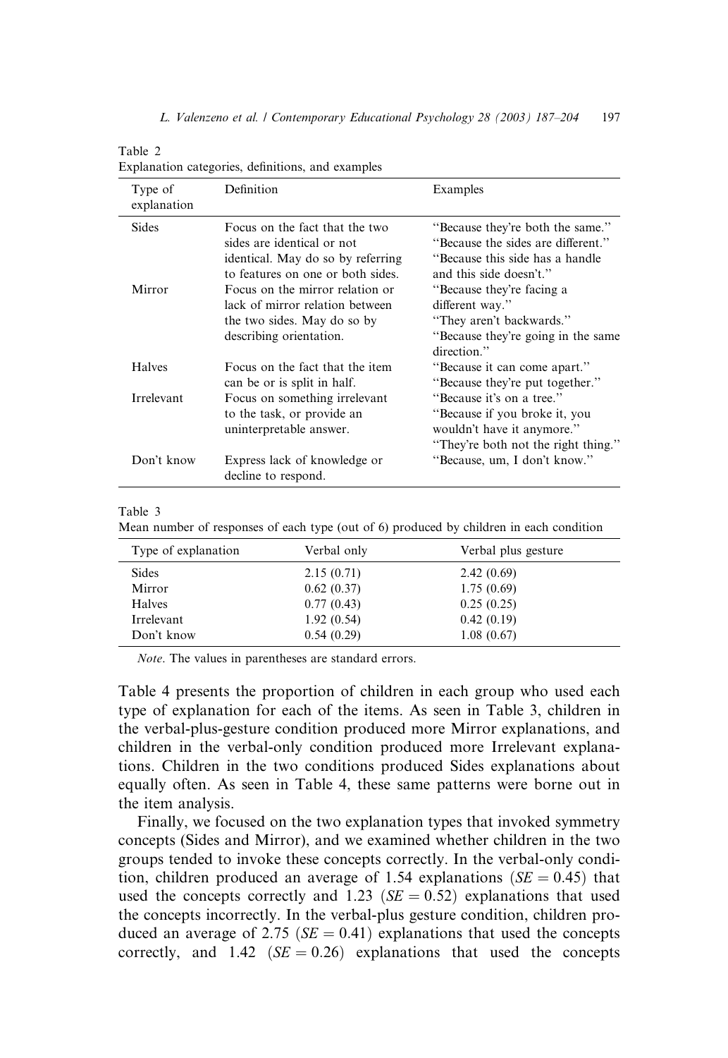Table 2
Explanation categories, definitions, and examples

| Type of explanation | Definition | Examples |
|---|---|---|
| Sides | Focus on the fact that the two sides are identical or not identical. May do so by referring to features on one or both sides. | "Because they're both the same." "Because the sides are different." "Because this side has a handle and this side doesn't." |
| Mirror | Focus on the mirror relation or lack of mirror relation between the two sides. May do so by describing orientation. | "Because they're facing a different way." "They aren't backwards." "Because they're going in the same direction." |
| Halves | Focus on the fact that the item can be or is split in half. | "Because it can come apart." "Because they're put together." |
| Irrelevant | Focus on something irrelevant to the task, or provide an uninterpretable answer. | "Because it's on a tree." "Because if you broke it, you wouldn't have it anymore." "They're both not the right thing." |
| Don't know | Express lack of knowledge or decline to respond. | "Because, um, I don't know." |

Table 3
Mean number of responses of each type (out of 6) produced by children in each condition

| Type of explanation | Verbal only | Verbal plus gesture |
|---|---|---|
| Sides | 2.15 (0.71) | 2.42 (0.69) |
| Mirror | 0.62 (0.37) | 1.75 (0.69) |
| Halves | 0.77 (0.43) | 0.25 (0.25) |
| Irrelevant | 1.92 (0.54) | 0.42 (0.19) |
| Don't know | 0.54 (0.29) | 1.08 (0.67) |

*Note.* The values in parentheses are standard errors.

Table 4 presents the proportion of children in each group who used each type of explanation for each of the items. As seen in Table 3, children in the verbal-plus-gesture condition produced more Mirror explanations, and children in the verbal-only condition produced more Irrelevant explanations. Children in the two conditions produced Sides explanations about equally often. As seen in Table 4, these same patterns were borne out in the item analysis.

Finally, we focused on the two explanation types that invoked symmetry concepts (Sides and Mirror), and we examined whether children in the two groups tended to invoke these concepts correctly. In the verbal-only condition, children produced an average of 1.54 explanations ($SE = 0.45$) that used the concepts correctly and 1.23 ($SE = 0.52$) explanations that used the concepts incorrectly. In the verbal-plus gesture condition, children produced an average of 2.75 ($SE = 0.41$) explanations that used the concepts correctly, and 1.42 ($SE = 0.26$) explanations that used the concepts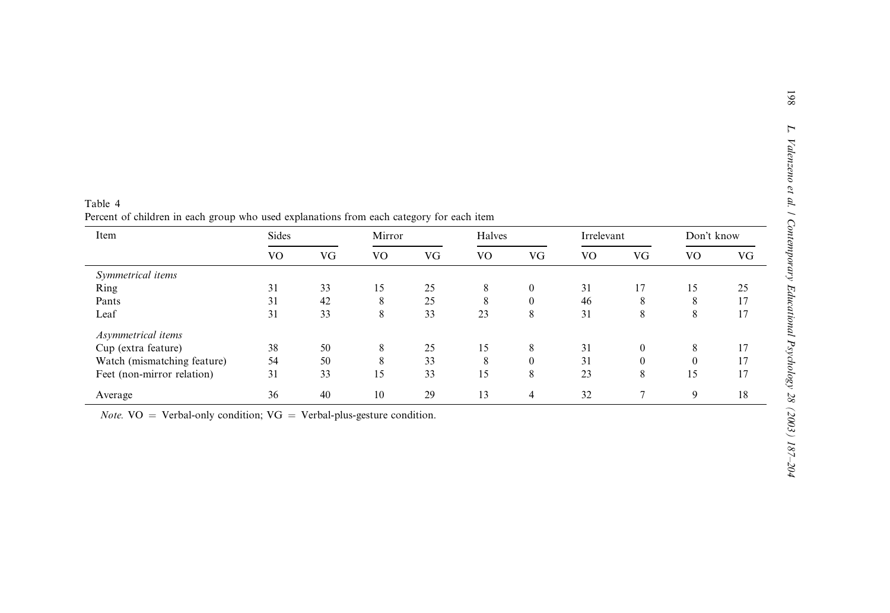Table 4
Percent of children in each group who used explanations from each category for each item

| Item | Sides | | Mirror | | Halves | | Irrelevant | | Don't know | |
|---|---|---|---|---|---|---|---|---|---|---|
| | VO | VG | VO | VG | VO | VG | VO | VG | VO | VG |
| *Symmetrical items* | | | | | | | | | | |
| Ring | 31 | 33 | 15 | 25 | 8 | 0 | 31 | 17 | 15 | 25 |
| Pants | 31 | 42 | 8 | 25 | 8 | 0 | 46 | 8 | 8 | 17 |
| Leaf | 31 | 33 | 8 | 33 | 23 | 8 | 31 | 8 | 8 | 17 |
| *Asymmetrical items* | | | | | | | | | | |
| Cup (extra feature) | 38 | 50 | 8 | 25 | 15 | 8 | 31 | 0 | 8 | 17 |
| Watch (mismatching feature) | 54 | 50 | 8 | 33 | 8 | 0 | 31 | 0 | 0 | 17 |
| Feet (non-mirror relation) | 31 | 33 | 15 | 33 | 15 | 8 | 23 | 8 | 15 | 17 |
| Average | 36 | 40 | 10 | 29 | 13 | 4 | 32 | 7 | 9 | 18 |

*Note.* VO = Verbal-only condition; VG = Verbal-plus-gesture condition.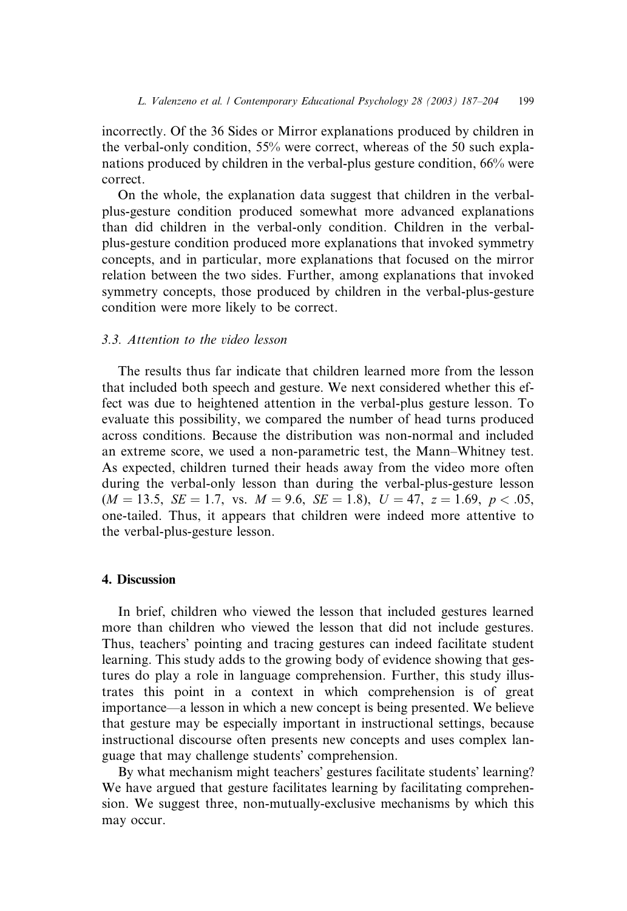incorrectly. Of the 36 Sides or Mirror explanations produced by children in the verbal-only condition, 55% were correct, whereas of the 50 such explanations produced by children in the verbal-plus gesture condition, 66% were correct.

On the whole, the explanation data suggest that children in the verbal-plus-gesture condition produced somewhat more advanced explanations than did children in the verbal-only condition. Children in the verbal-plus-gesture condition produced more explanations that invoked symmetry concepts, and in particular, more explanations that focused on the mirror relation between the two sides. Further, among explanations that invoked symmetry concepts, those produced by children in the verbal-plus-gesture condition were more likely to be correct.

### *3.3. Attention to the video lesson*

The results thus far indicate that children learned more from the lesson that included both speech and gesture. We next considered whether this effect was due to heightened attention in the verbal-plus gesture lesson. To evaluate this possibility, we compared the number of head turns produced across conditions. Because the distribution was non-normal and included an extreme score, we used a non-parametric test, the Mann–Whitney test. As expected, children turned their heads away from the video more often during the verbal-only lesson than during the verbal-plus-gesture lesson ($M = 13.5$, $SE = 1.7$, vs. $M = 9.6$, $SE = 1.8$), $U = 47$, $z = 1.69$, $p < .05$, one-tailed. Thus, it appears that children were indeed more attentive to the verbal-plus-gesture lesson.

## 4. Discussion

In brief, children who viewed the lesson that included gestures learned more than children who viewed the lesson that did not include gestures. Thus, teachers' pointing and tracing gestures can indeed facilitate student learning. This study adds to the growing body of evidence showing that gestures do play a role in language comprehension. Further, this study illustrates this point in a context in which comprehension is of great importance—a lesson in which a new concept is being presented. We believe that gesture may be especially important in instructional settings, because instructional discourse often presents new concepts and uses complex language that may challenge students' comprehension.

By what mechanism might teachers' gestures facilitate students' learning? We have argued that gesture facilitates learning by facilitating comprehension. We suggest three, non-mutually-exclusive mechanisms by which this may occur.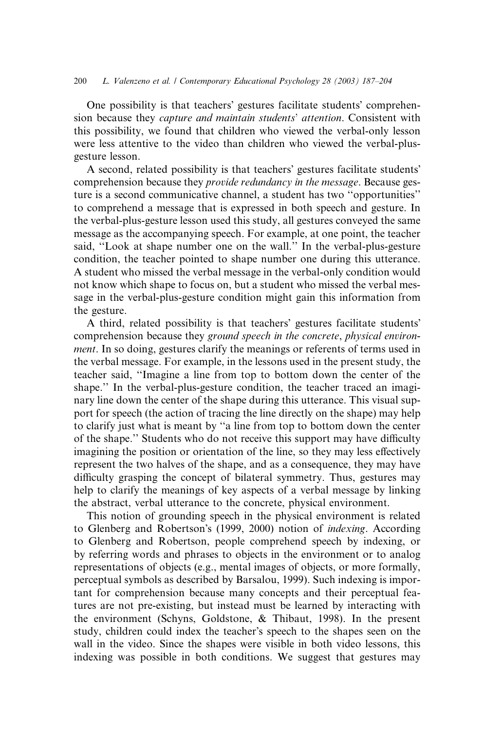One possibility is that teachers' gestures facilitate students' comprehension because they *capture and maintain students' attention*. Consistent with this possibility, we found that children who viewed the verbal-only lesson were less attentive to the video than children who viewed the verbal-plus-gesture lesson.

A second, related possibility is that teachers' gestures facilitate students' comprehension because they *provide redundancy in the message*. Because gesture is a second communicative channel, a student has two "opportunities" to comprehend a message that is expressed in both speech and gesture. In the verbal-plus-gesture lesson used this study, all gestures conveyed the same message as the accompanying speech. For example, at one point, the teacher said, "Look at shape number one on the wall." In the verbal-plus-gesture condition, the teacher pointed to shape number one during this utterance. A student who missed the verbal message in the verbal-only condition would not know which shape to focus on, but a student who missed the verbal message in the verbal-plus-gesture condition might gain this information from the gesture.

A third, related possibility is that teachers' gestures facilitate students' comprehension because they *ground speech in the concrete, physical environment*. In so doing, gestures clarify the meanings or referents of terms used in the verbal message. For example, in the lessons used in the present study, the teacher said, "Imagine a line from top to bottom down the center of the shape." In the verbal-plus-gesture condition, the teacher traced an imaginary line down the center of the shape during this utterance. This visual support for speech (the action of tracing the line directly on the shape) may help to clarify just what is meant by "a line from top to bottom down the center of the shape." Students who do not receive this support may have difficulty imagining the position or orientation of the line, so they may less effectively represent the two halves of the shape, and as a consequence, they may have difficulty grasping the concept of bilateral symmetry. Thus, gestures may help to clarify the meanings of key aspects of a verbal message by linking the abstract, verbal utterance to the concrete, physical environment.

This notion of grounding speech in the physical environment is related to Glenberg and Robertson's (1999, 2000) notion of *indexing*. According to Glenberg and Robertson, people comprehend speech by indexing, or by referring words and phrases to objects in the environment or to analog representations of objects (e.g., mental images of objects, or more formally, perceptual symbols as described by Barsalou, 1999). Such indexing is important for comprehension because many concepts and their perceptual features are not pre-existing, but instead must be learned by interacting with the environment (Schyns, Goldstone, & Thibaut, 1998). In the present study, children could index the teacher's speech to the shapes seen on the wall in the video. Since the shapes were visible in both video lessons, this indexing was possible in both conditions. We suggest that gestures may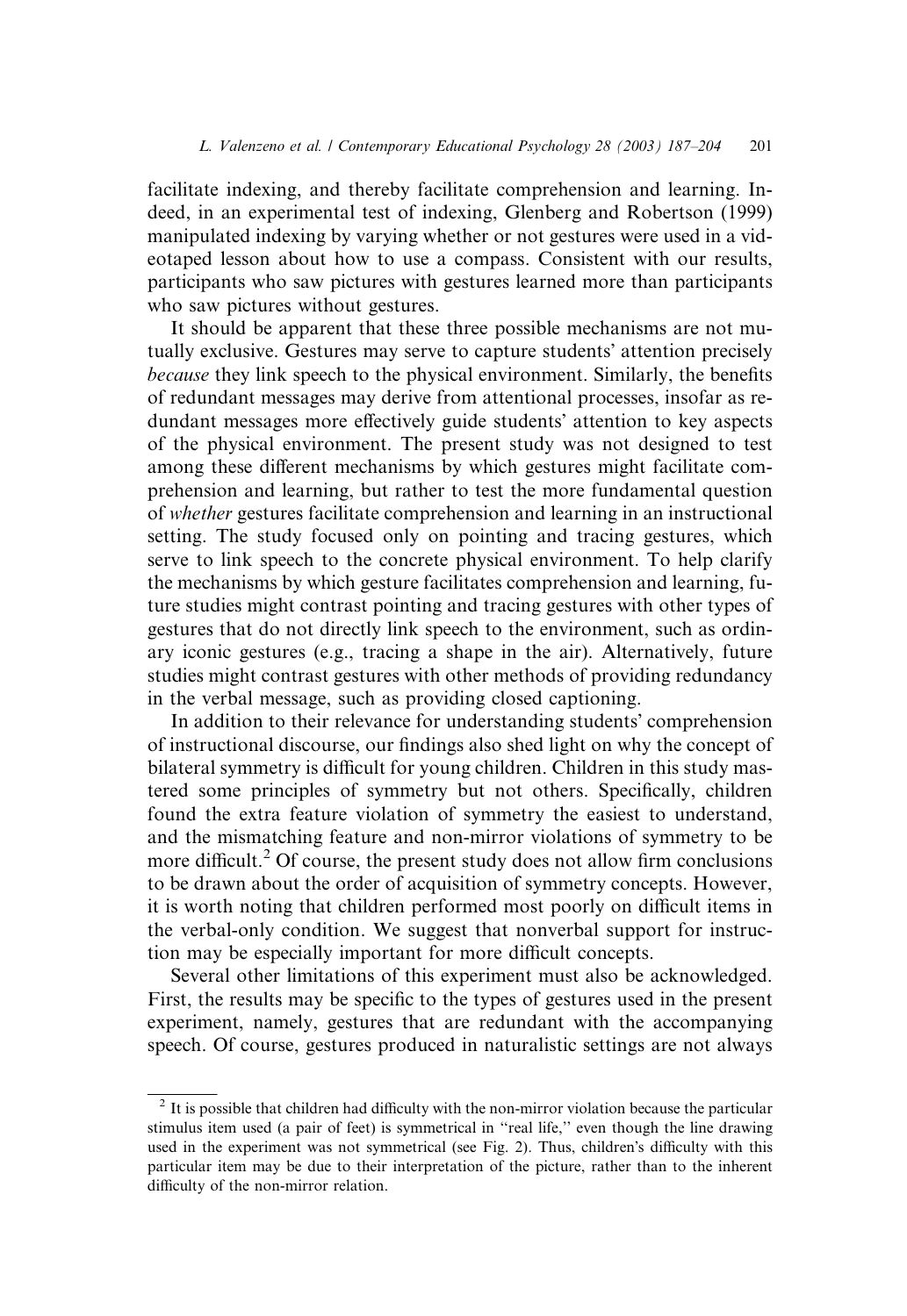facilitate indexing, and thereby facilitate comprehension and learning. Indeed, in an experimental test of indexing, Glenberg and Robertson (1999) manipulated indexing by varying whether or not gestures were used in a videotaped lesson about how to use a compass. Consistent with our results, participants who saw pictures with gestures learned more than participants who saw pictures without gestures.

It should be apparent that these three possible mechanisms are not mutually exclusive. Gestures may serve to capture students' attention precisely *because* they link speech to the physical environment. Similarly, the benefits of redundant messages may derive from attentional processes, insofar as redundant messages more effectively guide students' attention to key aspects of the physical environment. The present study was not designed to test among these different mechanisms by which gestures might facilitate comprehension and learning, but rather to test the more fundamental question of *whether* gestures facilitate comprehension and learning in an instructional setting. The study focused only on pointing and tracing gestures, which serve to link speech to the concrete physical environment. To help clarify the mechanisms by which gesture facilitates comprehension and learning, future studies might contrast pointing and tracing gestures with other types of gestures that do not directly link speech to the environment, such as ordinary iconic gestures (e.g., tracing a shape in the air). Alternatively, future studies might contrast gestures with other methods of providing redundancy in the verbal message, such as providing closed captioning.

In addition to their relevance for understanding students' comprehension of instructional discourse, our findings also shed light on why the concept of bilateral symmetry is difficult for young children. Children in this study mastered some principles of symmetry but not others. Specifically, children found the extra feature violation of symmetry the easiest to understand, and the mismatching feature and non-mirror violations of symmetry to be more difficult.[2] Of course, the present study does not allow firm conclusions to be drawn about the order of acquisition of symmetry concepts. However, it is worth noting that children performed most poorly on difficult items in the verbal-only condition. We suggest that nonverbal support for instruction may be especially important for more difficult concepts.

Several other limitations of this experiment must also be acknowledged. First, the results may be specific to the types of gestures used in the present experiment, namely, gestures that are redundant with the accompanying speech. Of course, gestures produced in naturalistic settings are not always

[2] It is possible that children had difficulty with the non-mirror violation because the particular stimulus item used (a pair of feet) is symmetrical in "real life," even though the line drawing used in the experiment was not symmetrical (see Fig. 2). Thus, children's difficulty with this particular item may be due to their interpretation of the picture, rather than to the inherent difficulty of the non-mirror relation.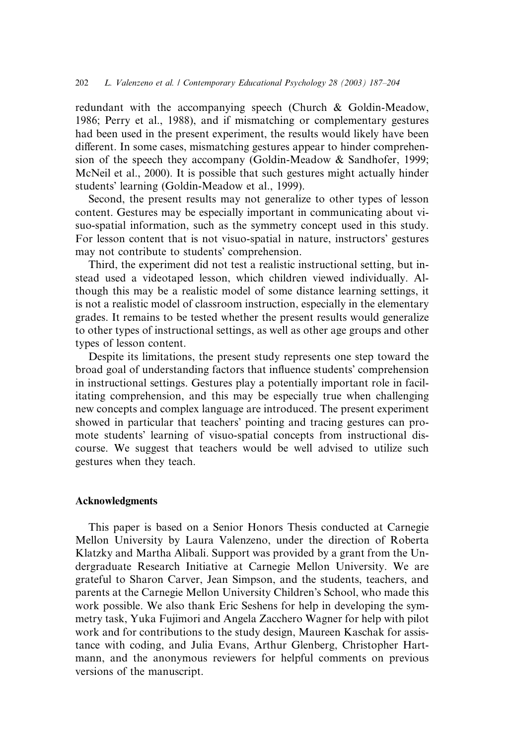redundant with the accompanying speech (Church & Goldin-Meadow, 1986; Perry et al., 1988), and if mismatching or complementary gestures had been used in the present experiment, the results would likely have been different. In some cases, mismatching gestures appear to hinder comprehension of the speech they accompany (Goldin-Meadow & Sandhofer, 1999; McNeil et al., 2000). It is possible that such gestures might actually hinder students' learning (Goldin-Meadow et al., 1999).

Second, the present results may not generalize to other types of lesson content. Gestures may be especially important in communicating about visuo-spatial information, such as the symmetry concept used in this study. For lesson content that is not visuo-spatial in nature, instructors' gestures may not contribute to students' comprehension.

Third, the experiment did not test a realistic instructional setting, but instead used a videotaped lesson, which children viewed individually. Although this may be a realistic model of some distance learning settings, it is not a realistic model of classroom instruction, especially in the elementary grades. It remains to be tested whether the present results would generalize to other types of instructional settings, as well as other age groups and other types of lesson content.

Despite its limitations, the present study represents one step toward the broad goal of understanding factors that influence students' comprehension in instructional settings. Gestures play a potentially important role in facilitating comprehension, and this may be especially true when challenging new concepts and complex language are introduced. The present experiment showed in particular that teachers' pointing and tracing gestures can promote students' learning of visuo-spatial concepts from instructional discourse. We suggest that teachers would be well advised to utilize such gestures when they teach.

## Acknowledgments

This paper is based on a Senior Honors Thesis conducted at Carnegie Mellon University by Laura Valenzeno, under the direction of Roberta Klatzky and Martha Alibali. Support was provided by a grant from the Undergraduate Research Initiative at Carnegie Mellon University. We are grateful to Sharon Carver, Jean Simpson, and the students, teachers, and parents at the Carnegie Mellon University Children's School, who made this work possible. We also thank Eric Seshens for help in developing the symmetry task, Yuka Fujimori and Angela Zacchero Wagner for help with pilot work and for contributions to the study design, Maureen Kaschak for assistance with coding, and Julia Evans, Arthur Glenberg, Christopher Hartmann, and the anonymous reviewers for helpful comments on previous versions of the manuscript.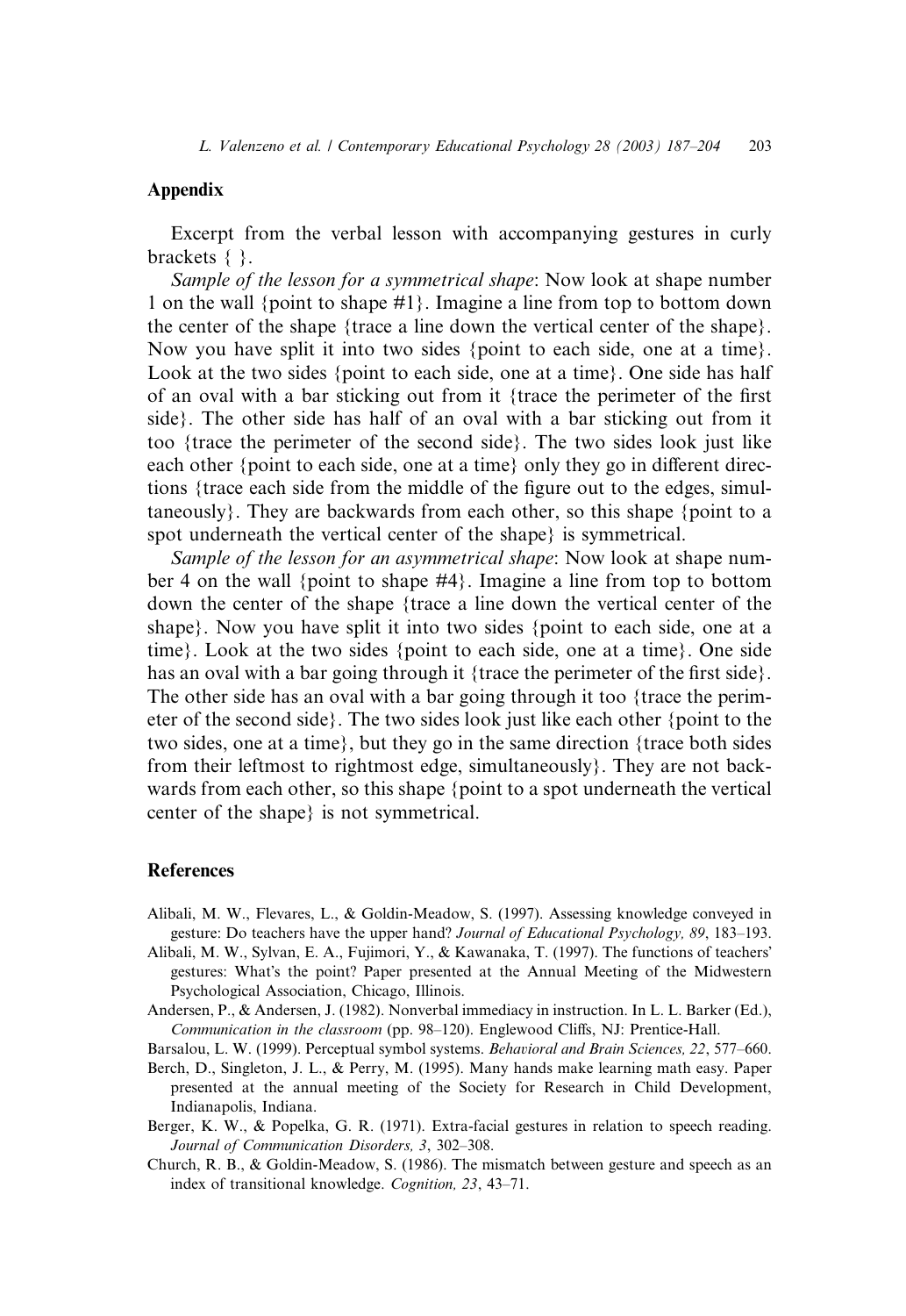## Appendix

Excerpt from the verbal lesson with accompanying gestures in curly brackets { }.

*Sample of the lesson for a symmetrical shape*: Now look at shape number 1 on the wall {point to shape #1}. Imagine a line from top to bottom down the center of the shape {trace a line down the vertical center of the shape}. Now you have split it into two sides {point to each side, one at a time}. Look at the two sides {point to each side, one at a time}. One side has half of an oval with a bar sticking out from it {trace the perimeter of the first side}. The other side has half of an oval with a bar sticking out from it too {trace the perimeter of the second side}. The two sides look just like each other {point to each side, one at a time} only they go in different directions {trace each side from the middle of the figure out to the edges, simultaneously}. They are backwards from each other, so this shape {point to a spot underneath the vertical center of the shape} is symmetrical.

*Sample of the lesson for an asymmetrical shape*: Now look at shape number 4 on the wall {point to shape #4}. Imagine a line from top to bottom down the center of the shape {trace a line down the vertical center of the shape}. Now you have split it into two sides {point to each side, one at a time}. Look at the two sides {point to each side, one at a time}. One side has an oval with a bar going through it {trace the perimeter of the first side}. The other side has an oval with a bar going through it too {trace the perimeter of the second side}. The two sides look just like each other {point to the two sides, one at a time}, but they go in the same direction {trace both sides from their leftmost to rightmost edge, simultaneously}. They are not backwards from each other, so this shape {point to a spot underneath the vertical center of the shape} is not symmetrical.

## References

Alibali, M. W., Flevares, L., & Goldin-Meadow, S. (1997). Assessing knowledge conveyed in gesture: Do teachers have the upper hand? *Journal of Educational Psychology, 89*, 183–193.

Alibali, M. W., Sylvan, E. A., Fujimori, Y., & Kawanaka, T. (1997). The functions of teachers' gestures: What's the point? Paper presented at the Annual Meeting of the Midwestern Psychological Association, Chicago, Illinois.

Andersen, P., & Andersen, J. (1982). Nonverbal immediacy in instruction. In L. L. Barker (Ed.), *Communication in the classroom* (pp. 98–120). Englewood Cliffs, NJ: Prentice-Hall.

Barsalou, L. W. (1999). Perceptual symbol systems. *Behavioral and Brain Sciences, 22*, 577–660.

Berch, D., Singleton, J. L., & Perry, M. (1995). Many hands make learning math easy. Paper presented at the annual meeting of the Society for Research in Child Development, Indianapolis, Indiana.

Berger, K. W., & Popelka, G. R. (1971). Extra-facial gestures in relation to speech reading. *Journal of Communication Disorders, 3*, 302–308.

Church, R. B., & Goldin-Meadow, S. (1986). The mismatch between gesture and speech as an index of transitional knowledge. *Cognition, 23*, 43–71.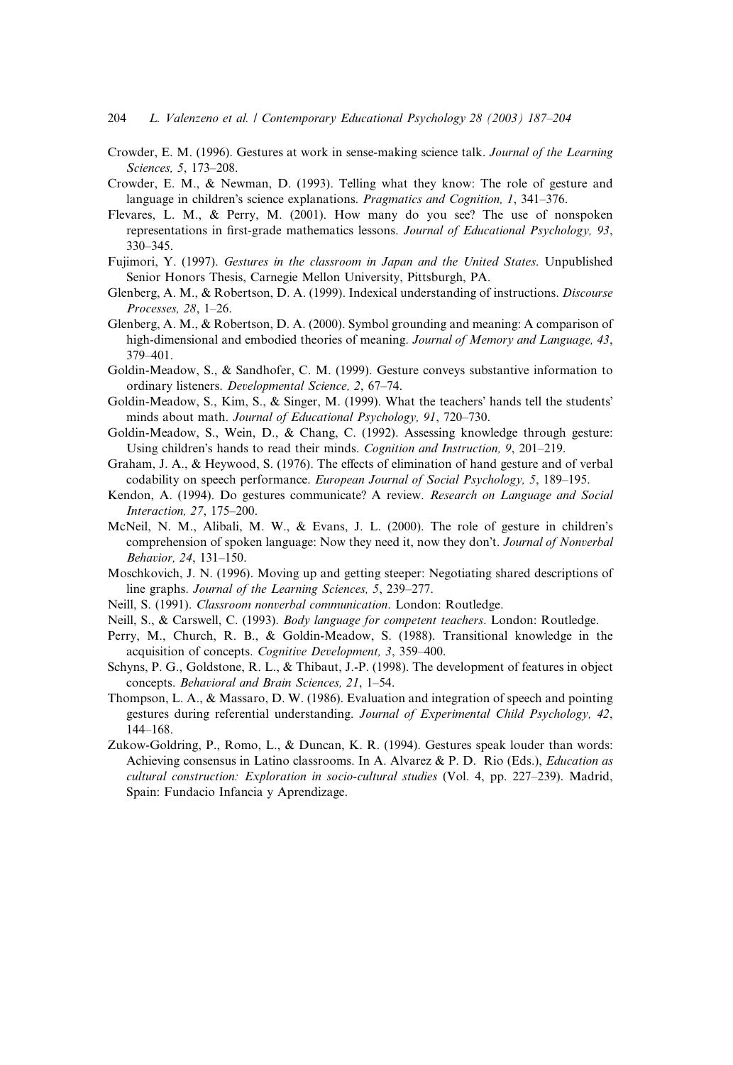Crowder, E. M. (1996). Gestures at work in sense-making science talk. *Journal of the Learning Sciences, 5*, 173–208.

Crowder, E. M., & Newman, D. (1993). Telling what they know: The role of gesture and language in children's science explanations. *Pragmatics and Cognition, 1*, 341–376.

Flevares, L. M., & Perry, M. (2001). How many do you see? The use of nonspoken representations in first-grade mathematics lessons. *Journal of Educational Psychology, 93*, 330–345.

Fujimori, Y. (1997). *Gestures in the classroom in Japan and the United States*. Unpublished Senior Honors Thesis, Carnegie Mellon University, Pittsburgh, PA.

Glenberg, A. M., & Robertson, D. A. (1999). Indexical understanding of instructions. *Discourse Processes, 28*, 1–26.

Glenberg, A. M., & Robertson, D. A. (2000). Symbol grounding and meaning: A comparison of high-dimensional and embodied theories of meaning. *Journal of Memory and Language, 43*, 379–401.

Goldin-Meadow, S., & Sandhofer, C. M. (1999). Gesture conveys substantive information to ordinary listeners. *Developmental Science, 2*, 67–74.

Goldin-Meadow, S., Kim, S., & Singer, M. (1999). What the teachers' hands tell the students' minds about math. *Journal of Educational Psychology, 91*, 720–730.

Goldin-Meadow, S., Wein, D., & Chang, C. (1992). Assessing knowledge through gesture: Using children's hands to read their minds. *Cognition and Instruction, 9*, 201–219.

Graham, J. A., & Heywood, S. (1976). The effects of elimination of hand gesture and of verbal codability on speech performance. *European Journal of Social Psychology, 5*, 189–195.

Kendon, A. (1994). Do gestures communicate? A review. *Research on Language and Social Interaction, 27*, 175–200.

McNeil, N. M., Alibali, M. W., & Evans, J. L. (2000). The role of gesture in children's comprehension of spoken language: Now they need it, now they don't. *Journal of Nonverbal Behavior, 24*, 131–150.

Moschkovich, J. N. (1996). Moving up and getting steeper: Negotiating shared descriptions of line graphs. *Journal of the Learning Sciences, 5*, 239–277.

Neill, S. (1991). *Classroom nonverbal communication*. London: Routledge.

Neill, S., & Carswell, C. (1993). *Body language for competent teachers*. London: Routledge.

Perry, M., Church, R. B., & Goldin-Meadow, S. (1988). Transitional knowledge in the acquisition of concepts. *Cognitive Development, 3*, 359–400.

Schyns, P. G., Goldstone, R. L., & Thibaut, J.-P. (1998). The development of features in object concepts. *Behavioral and Brain Sciences, 21*, 1–54.

Thompson, L. A., & Massaro, D. W. (1986). Evaluation and integration of speech and pointing gestures during referential understanding. *Journal of Experimental Child Psychology, 42*, 144–168.

Zukow-Goldring, P., Romo, L., & Duncan, K. R. (1994). Gestures speak louder than words: Achieving consensus in Latino classrooms. In A. Alvarez & P. D. Rio (Eds.), *Education as cultural construction: Exploration in socio-cultural studies* (Vol. 4, pp. 227–239). Madrid, Spain: Fundacio Infancia y Aprendizage.